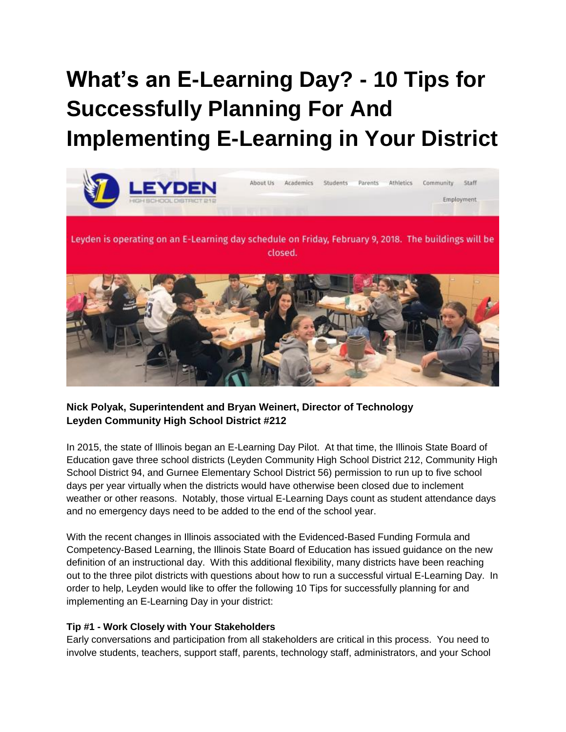# What's an E-Learning Day? - 10 Tips for Successfully Planning For And Implementing E-Learning in Your District

**Nick Polyak, Superintendent and Bryan Weinert, Director of Technology**
**Leyden Community High School District #212**

In 2015, the state of Illinois began an E-Learning Day Pilot. At that time, the Illinois State Board of Education gave three school districts (Leyden Community High School District 212, Community High School District 94, and Gurnee Elementary School District 56) permission to run up to five school days per year virtually when the districts would have otherwise been closed due to inclement weather or other reasons. Notably, those virtual E-Learning Days count as student attendance days and no emergency days need to be added to the end of the school year.

With the recent changes in Illinois associated with the Evidenced-Based Funding Formula and Competency-Based Learning, the Illinois State Board of Education has issued guidance on the new definition of an instructional day. With this additional flexibility, many districts have been reaching out to the three pilot districts with questions about how to run a successful virtual E-Learning Day. In order to help, Leyden would like to offer the following 10 Tips for successfully planning for and implementing an E-Learning Day in your district:

**Tip #1 - Work Closely with Your Stakeholders**
Early conversations and participation from all stakeholders are critical in this process. You need to involve students, teachers, support staff, parents, technology staff, administrators, and your School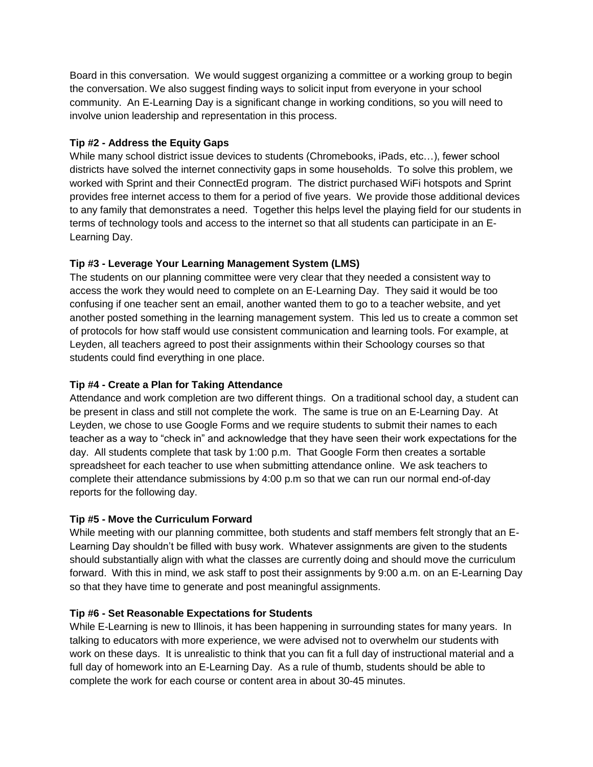Board in this conversation. We would suggest organizing a committee or a working group to begin the conversation. We also suggest finding ways to solicit input from everyone in your school community. An E-Learning Day is a significant change in working conditions, so you will need to involve union leadership and representation in this process.

**Tip #2 - Address the Equity Gaps**

While many school district issue devices to students (Chromebooks, iPads, etc…), fewer school districts have solved the internet connectivity gaps in some households. To solve this problem, we worked with Sprint and their ConnectEd program. The district purchased WiFi hotspots and Sprint provides free internet access to them for a period of five years. We provide those additional devices to any family that demonstrates a need. Together this helps level the playing field for our students in terms of technology tools and access to the internet so that all students can participate in an E-Learning Day.

**Tip #3 - Leverage Your Learning Management System (LMS)**

The students on our planning committee were very clear that they needed a consistent way to access the work they would need to complete on an E-Learning Day. They said it would be too confusing if one teacher sent an email, another wanted them to go to a teacher website, and yet another posted something in the learning management system. This led us to create a common set of protocols for how staff would use consistent communication and learning tools. For example, at Leyden, all teachers agreed to post their assignments within their Schoology courses so that students could find everything in one place.

**Tip #4 - Create a Plan for Taking Attendance**

Attendance and work completion are two different things. On a traditional school day, a student can be present in class and still not complete the work. The same is true on an E-Learning Day. At Leyden, we chose to use Google Forms and we require students to submit their names to each teacher as a way to "check in" and acknowledge that they have seen their work expectations for the day. All students complete that task by 1:00 p.m. That Google Form then creates a sortable spreadsheet for each teacher to use when submitting attendance online. We ask teachers to complete their attendance submissions by 4:00 p.m so that we can run our normal end-of-day reports for the following day.

**Tip #5 - Move the Curriculum Forward**

While meeting with our planning committee, both students and staff members felt strongly that an E-Learning Day shouldn't be filled with busy work. Whatever assignments are given to the students should substantially align with what the classes are currently doing and should move the curriculum forward. With this in mind, we ask staff to post their assignments by 9:00 a.m. on an E-Learning Day so that they have time to generate and post meaningful assignments.

**Tip #6 - Set Reasonable Expectations for Students**

While E-Learning is new to Illinois, it has been happening in surrounding states for many years. In talking to educators with more experience, we were advised not to overwhelm our students with work on these days. It is unrealistic to think that you can fit a full day of instructional material and a full day of homework into an E-Learning Day. As a rule of thumb, students should be able to complete the work for each course or content area in about 30-45 minutes.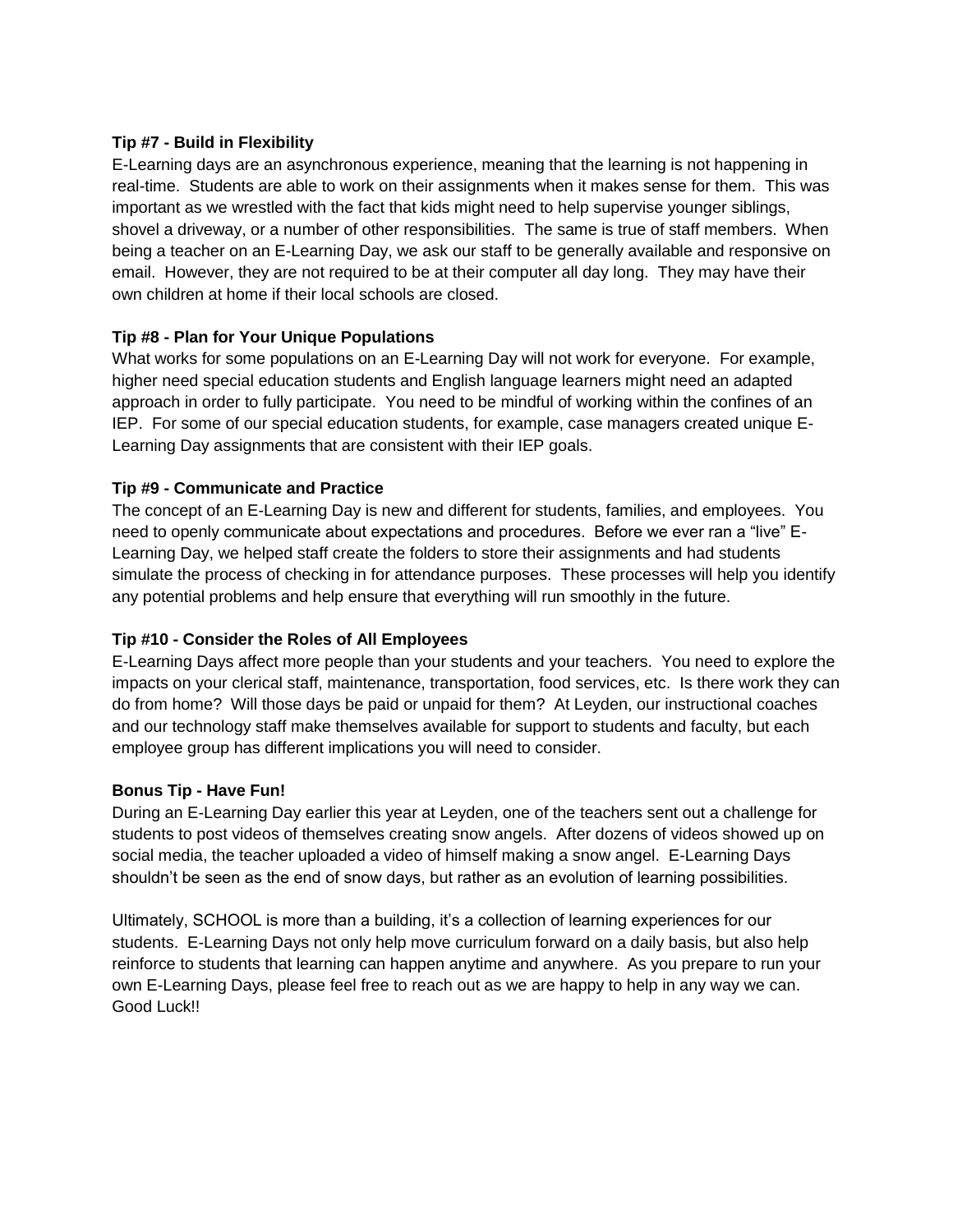**Tip #7 - Build in Flexibility**

E-Learning days are an asynchronous experience, meaning that the learning is not happening in real-time. Students are able to work on their assignments when it makes sense for them. This was important as we wrestled with the fact that kids might need to help supervise younger siblings, shovel a driveway, or a number of other responsibilities. The same is true of staff members. When being a teacher on an E-Learning Day, we ask our staff to be generally available and responsive on email. However, they are not required to be at their computer all day long. They may have their own children at home if their local schools are closed.

**Tip #8 - Plan for Your Unique Populations**

What works for some populations on an E-Learning Day will not work for everyone. For example, higher need special education students and English language learners might need an adapted approach in order to fully participate. You need to be mindful of working within the confines of an IEP. For some of our special education students, for example, case managers created unique E-Learning Day assignments that are consistent with their IEP goals.

**Tip #9 - Communicate and Practice**

The concept of an E-Learning Day is new and different for students, families, and employees. You need to openly communicate about expectations and procedures. Before we ever ran a "live" E-Learning Day, we helped staff create the folders to store their assignments and had students simulate the process of checking in for attendance purposes. These processes will help you identify any potential problems and help ensure that everything will run smoothly in the future.

**Tip #10 - Consider the Roles of All Employees**

E-Learning Days affect more people than your students and your teachers. You need to explore the impacts on your clerical staff, maintenance, transportation, food services, etc. Is there work they can do from home? Will those days be paid or unpaid for them? At Leyden, our instructional coaches and our technology staff make themselves available for support to students and faculty, but each employee group has different implications you will need to consider.

**Bonus Tip - Have Fun!**

During an E-Learning Day earlier this year at Leyden, one of the teachers sent out a challenge for students to post videos of themselves creating snow angels. After dozens of videos showed up on social media, the teacher uploaded a video of himself making a snow angel. E-Learning Days shouldn't be seen as the end of snow days, but rather as an evolution of learning possibilities.

Ultimately, SCHOOL is more than a building, it's a collection of learning experiences for our students. E-Learning Days not only help move curriculum forward on a daily basis, but also help reinforce to students that learning can happen anytime and anywhere. As you prepare to run your own E-Learning Days, please feel free to reach out as we are happy to help in any way we can. Good Luck!!